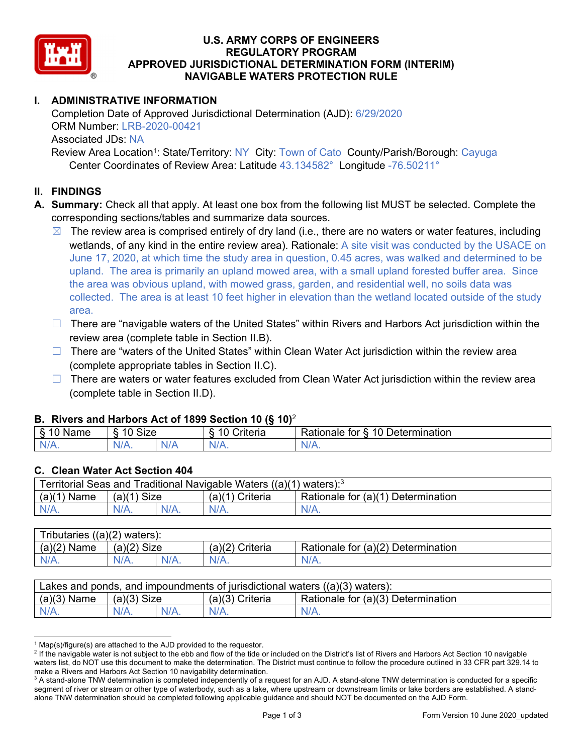# U.S. ARMY CORPS OF ENGINEERS
# REGULATORY PROGRAM
# APPROVED JURISDICTIONAL DETERMINATION FORM (INTERIM)
# NAVIGABLE WATERS PROTECTION RULE

## I. ADMINISTRATIVE INFORMATION

Completion Date of Approved Jurisdictional Determination (AJD): 6/29/2020
ORM Number: LRB-2020-00421
Associated JDs: NA
Review Area Location[1]: State/Territory: NY City: Town of Cato County/Parish/Borough: Cayuga
Center Coordinates of Review Area: Latitude 43.134582° Longitude -76.50211°

## II. FINDINGS

**A. Summary:** Check all that apply. At least one box from the following list MUST be selected. Complete the corresponding sections/tables and summarize data sources.

- ☒ The review area is comprised entirely of dry land (i.e., there are no waters or water features, including wetlands, of any kind in the entire review area). Rationale: A site visit was conducted by the USACE on June 17, 2020, at which time the study area in question, 0.45 acres, was walked and determined to be upland. The area is primarily an upland mowed area, with a small upland forested buffer area. Since the area was obvious upland, with mowed grass, garden, and residential well, no soils data was collected. The area is at least 10 feet higher in elevation than the wetland located outside of the study area.
- ☐ There are "navigable waters of the United States" within Rivers and Harbors Act jurisdiction within the review area (complete table in Section II.B).
- ☐ There are "waters of the United States" within Clean Water Act jurisdiction within the review area (complete appropriate tables in Section II.C).
- ☐ There are waters or water features excluded from Clean Water Act jurisdiction within the review area (complete table in Section II.D).

### B. Rivers and Harbors Act of 1899 Section 10 (§ 10)[2]

| § 10 Name | § 10 Size | | § 10 Criteria | Rationale for § 10 Determination |
|---|---|---|---|---|
| N/A. | N/A. | N/A | N/A. | N/A. |

### C. Clean Water Act Section 404

| Territorial Seas and Traditional Navigable Waters ((a)(1) waters):[3] | | | | |
|---|---|---|---|---|
| (a)(1) Name | (a)(1) Size | | (a)(1) Criteria | Rationale for (a)(1) Determination |
| N/A. | N/A. | N/A. | N/A. | N/A. |

| Tributaries ((a)(2) waters): | | | | |
|---|---|---|---|---|
| (a)(2) Name | (a)(2) Size | | (a)(2) Criteria | Rationale for (a)(2) Determination |
| N/A. | N/A. | N/A. | N/A. | N/A. |

| Lakes and ponds, and impoundments of jurisdictional waters ((a)(3) waters): | | | | |
|---|---|---|---|---|
| (a)(3) Name | (a)(3) Size | | (a)(3) Criteria | Rationale for (a)(3) Determination |
| N/A. | N/A. | N/A. | N/A. | N/A. |

---

[1] Map(s)/figure(s) are attached to the AJD provided to the requestor.
[2] If the navigable water is not subject to the ebb and flow of the tide or included on the District's list of Rivers and Harbors Act Section 10 navigable waters list, do NOT use this document to make the determination. The District must continue to follow the procedure outlined in 33 CFR part 329.14 to make a Rivers and Harbors Act Section 10 navigability determination.
[3] A stand-alone TNW determination is completed independently of a request for an AJD. A stand-alone TNW determination is conducted for a specific segment of river or stream or other type of waterbody, such as a lake, where upstream or downstream limits or lake borders are established. A stand-alone TNW determination should be completed following applicable guidance and should NOT be documented on the AJD Form.

Form Version 10 June 2020_updated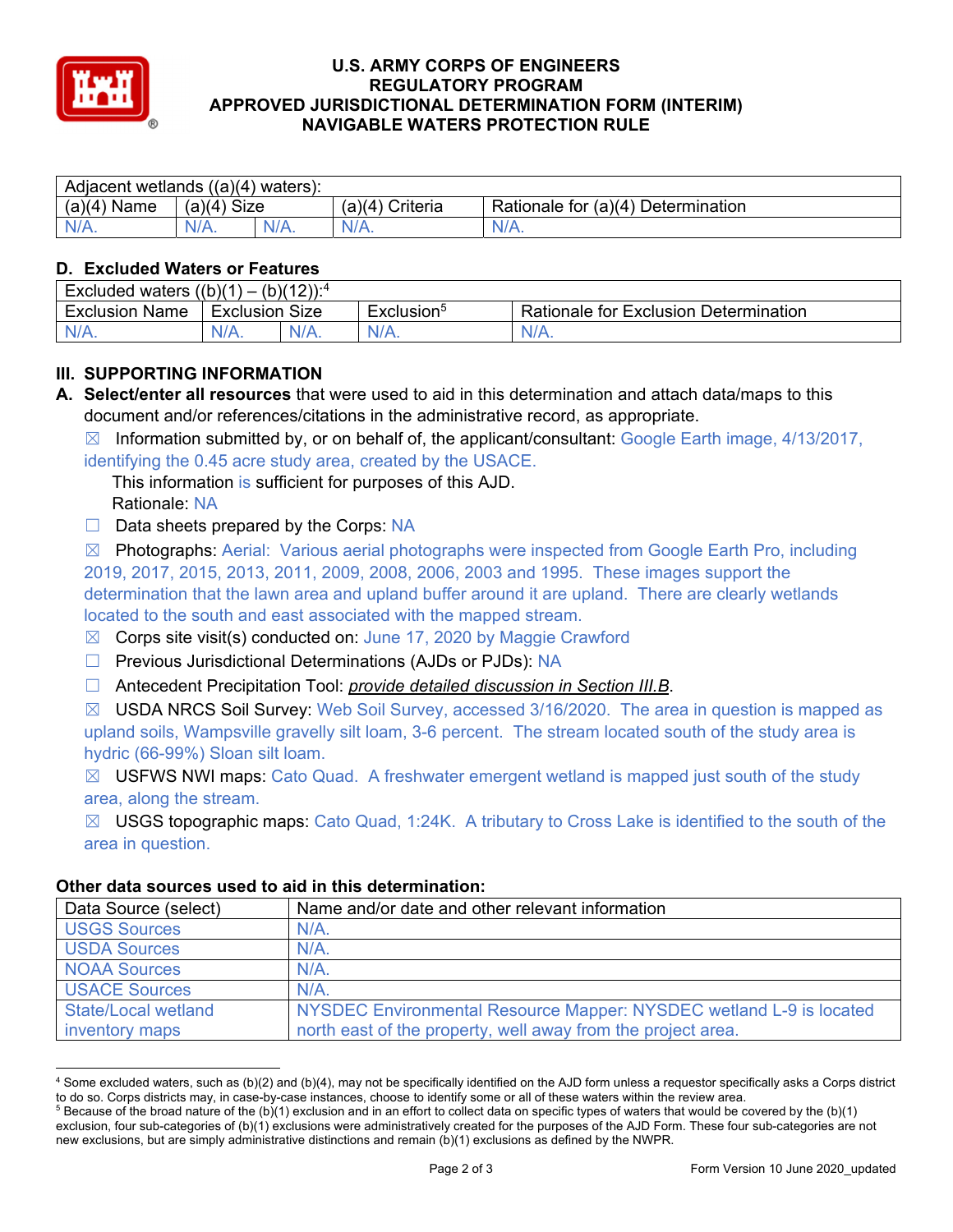# U.S. ARMY CORPS OF ENGINEERS
# REGULATORY PROGRAM
# APPROVED JURISDICTIONAL DETERMINATION FORM (INTERIM)
# NAVIGABLE WATERS PROTECTION RULE

| Adjacent wetlands ((a)(4) waters): | | | | |
|---|---|---|---|---|
| (a)(4) Name | (a)(4) Size | | (a)(4) Criteria | Rationale for (a)(4) Determination |
| N/A. | N/A. | N/A. | N/A. | N/A. |

## D. Excluded Waters or Features

| Excluded waters ((b)(1) – (b)(12)):[4] | | | | |
|---|---|---|---|---|
| Exclusion Name | Exclusion Size | | Exclusion[5] | Rationale for Exclusion Determination |
| N/A. | N/A. | N/A. | N/A. | N/A. |

## III. SUPPORTING INFORMATION

**A. Select/enter all resources** that were used to aid in this determination and attach data/maps to this document and/or references/citations in the administrative record, as appropriate.

☒ Information submitted by, or on behalf of, the applicant/consultant: Google Earth image, 4/13/2017, identifying the 0.45 acre study area, created by the USACE.
This information is sufficient for purposes of this AJD.
Rationale: NA

☐ Data sheets prepared by the Corps: NA

☒ Photographs: Aerial: Various aerial photographs were inspected from Google Earth Pro, including 2019, 2017, 2015, 2013, 2011, 2009, 2008, 2006, 2003 and 1995. These images support the determination that the lawn area and upland buffer around it are upland. There are clearly wetlands located to the south and east associated with the mapped stream.

☒ Corps site visit(s) conducted on: June 17, 2020 by Maggie Crawford

☐ Previous Jurisdictional Determinations (AJDs or PJDs): NA

☐ Antecedent Precipitation Tool: *provide detailed discussion in Section III.B*.

☒ USDA NRCS Soil Survey: Web Soil Survey, accessed 3/16/2020. The area in question is mapped as upland soils, Wampsville gravelly silt loam, 3-6 percent. The stream located south of the study area is hydric (66-99%) Sloan silt loam.

☒ USFWS NWI maps: Cato Quad. A freshwater emergent wetland is mapped just south of the study area, along the stream.

☒ USGS topographic maps: Cato Quad, 1:24K. A tributary to Cross Lake is identified to the south of the area in question.

### Other data sources used to aid in this determination:

| Data Source (select) | Name and/or date and other relevant information |
|---|---|
| USGS Sources | N/A. |
| USDA Sources | N/A. |
| NOAA Sources | N/A. |
| USACE Sources | N/A. |
| State/Local wetland inventory maps | NYSDEC Environmental Resource Mapper: NYSDEC wetland L-9 is located north east of the property, well away from the project area. |

---

[4] Some excluded waters, such as (b)(2) and (b)(4), may not be specifically identified on the AJD form unless a requestor specifically asks a Corps district to do so. Corps districts may, in case-by-case instances, choose to identify some or all of these waters within the review area.

[5] Because of the broad nature of the (b)(1) exclusion and in an effort to collect data on specific types of waters that would be covered by the (b)(1) exclusion, four sub-categories of (b)(1) exclusions were administratively created for the purposes of the AJD Form. These four sub-categories are not new exclusions, but are simply administrative distinctions and remain (b)(1) exclusions as defined by the NWPR.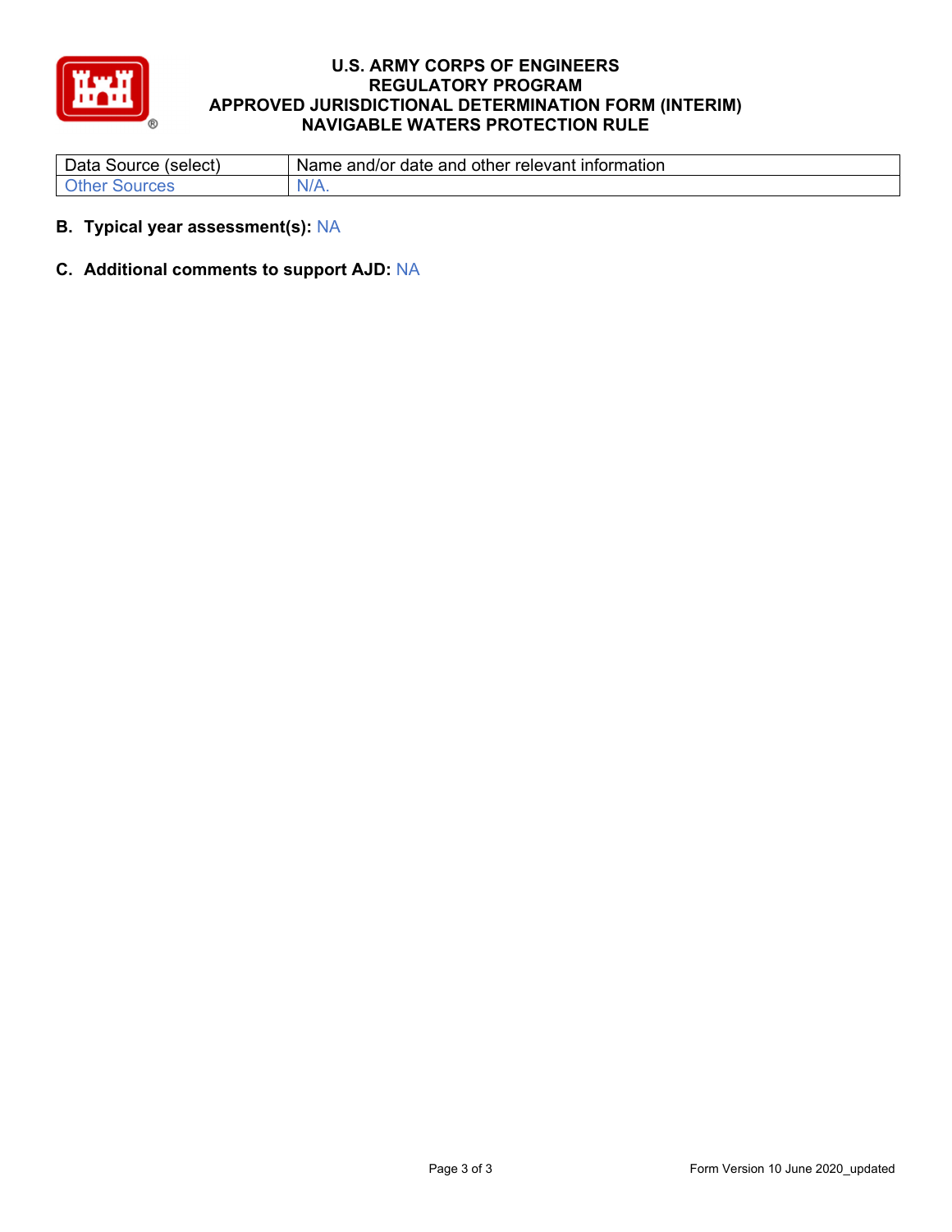| Data Source (select) | Name and/or date and other relevant information |
| --- | --- |
| Other Sources | N/A. |

**B. Typical year assessment(s):** NA

**C. Additional comments to support AJD:** NA